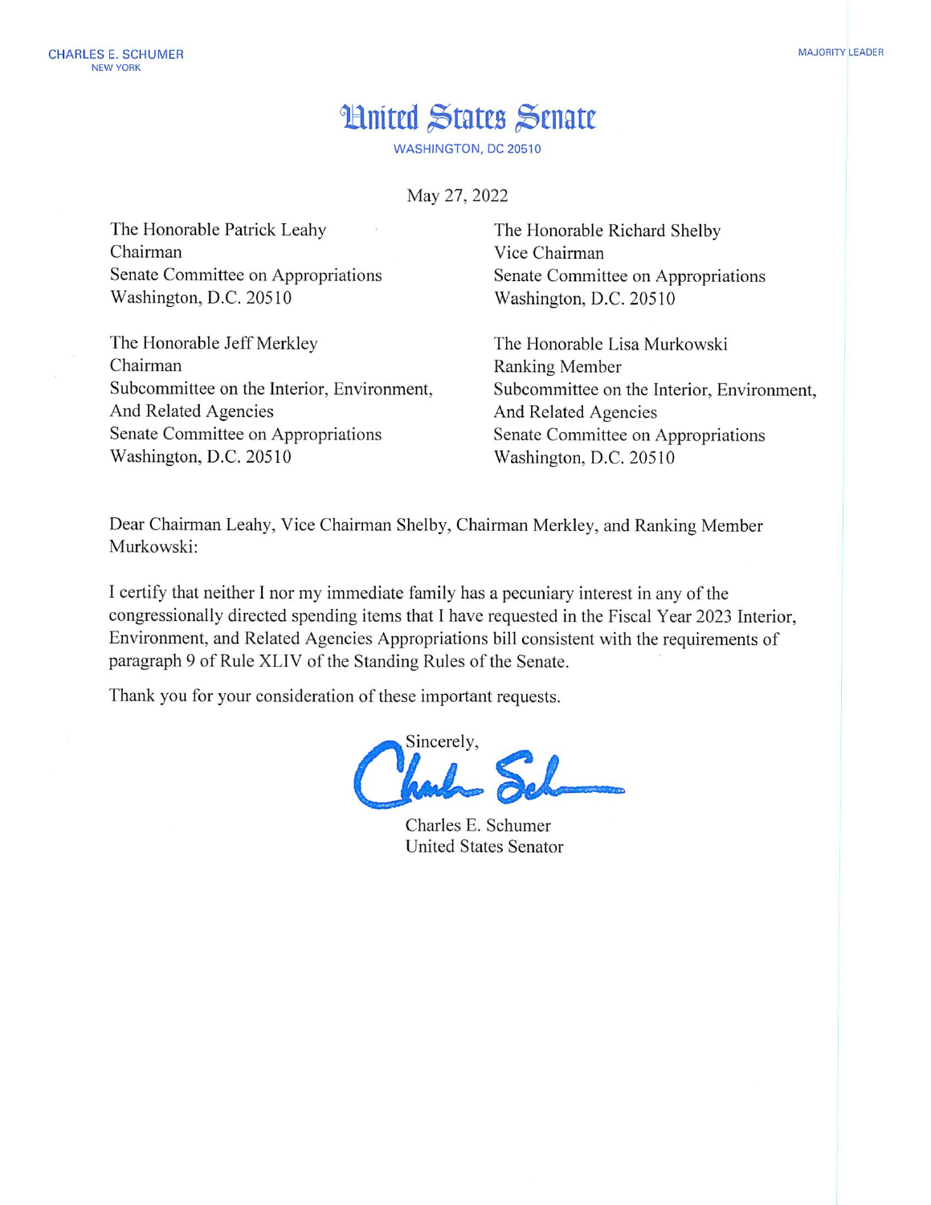CHARLES E. SCHUMER
NEW YORK

MAJORITY LEADER

# United States Senate

WASHINGTON, DC 20510

May 27, 2022

The Honorable Patrick Leahy
Chairman
Senate Committee on Appropriations
Washington, D.C. 20510

The Honorable Richard Shelby
Vice Chairman
Senate Committee on Appropriations
Washington, D.C. 20510

The Honorable Jeff Merkley
Chairman
Subcommittee on the Interior, Environment, And Related Agencies
Senate Committee on Appropriations
Washington, D.C. 20510

The Honorable Lisa Murkowski
Ranking Member
Subcommittee on the Interior, Environment, And Related Agencies
Senate Committee on Appropriations
Washington, D.C. 20510

Dear Chairman Leahy, Vice Chairman Shelby, Chairman Merkley, and Ranking Member Murkowski:

I certify that neither I nor my immediate family has a pecuniary interest in any of the congressionally directed spending items that I have requested in the Fiscal Year 2023 Interior, Environment, and Related Agencies Appropriations bill consistent with the requirements of paragraph 9 of Rule XLIV of the Standing Rules of the Senate.

Thank you for your consideration of these important requests.

Sincerely,

Charles E. Schumer
United States Senator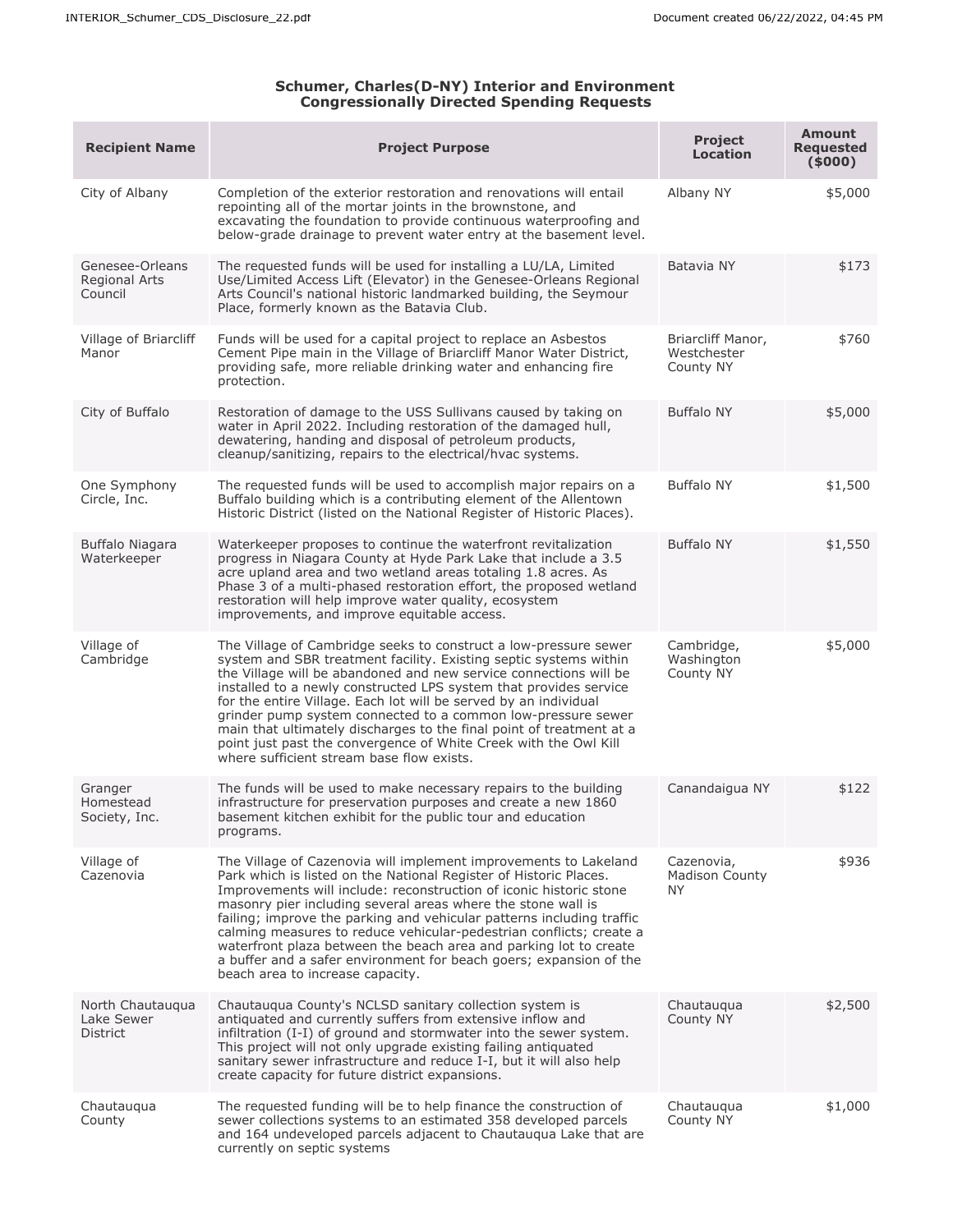**Schumer, Charles(D-NY) Interior and Environment Congressionally Directed Spending Requests**

| Recipient Name | Project Purpose | Project Location | Amount Requested ($000) |
|---|---|---|---|
| City of Albany | Completion of the exterior restoration and renovations will entail repointing all of the mortar joints in the brownstone, and excavating the foundation to provide continuous waterproofing and below-grade drainage to prevent water entry at the basement level. | Albany NY | $5,000 |
| Genesee-Orleans Regional Arts Council | The requested funds will be used for installing a LU/LA, Limited Use/Limited Access Lift (Elevator) in the Genesee-Orleans Regional Arts Council's national historic landmarked building, the Seymour Place, formerly known as the Batavia Club. | Batavia NY | $173 |
| Village of Briarcliff Manor | Funds will be used for a capital project to replace an Asbestos Cement Pipe main in the Village of Briarcliff Manor Water District, providing safe, more reliable drinking water and enhancing fire protection. | Briarcliff Manor, Westchester County NY | $760 |
| City of Buffalo | Restoration of damage to the USS Sullivans caused by taking on water in April 2022. Including restoration of the damaged hull, dewatering, handing and disposal of petroleum products, cleanup/sanitizing, repairs to the electrical/hvac systems. | Buffalo NY | $5,000 |
| One Symphony Circle, Inc. | The requested funds will be used to accomplish major repairs on a Buffalo building which is a contributing element of the Allentown Historic District (listed on the National Register of Historic Places). | Buffalo NY | $1,500 |
| Buffalo Niagara Waterkeeper | Waterkeeper proposes to continue the waterfront revitalization progress in Niagara County at Hyde Park Lake that include a 3.5 acre upland area and two wetland areas totaling 1.8 acres. As Phase 3 of a multi-phased restoration effort, the proposed wetland restoration will help improve water quality, ecosystem improvements, and improve equitable access. | Buffalo NY | $1,550 |
| Village of Cambridge | The Village of Cambridge seeks to construct a low-pressure sewer system and SBR treatment facility. Existing septic systems within the Village will be abandoned and new service connections will be installed to a newly constructed LPS system that provides service for the entire Village. Each lot will be served by an individual grinder pump system connected to a common low-pressure sewer main that ultimately discharges to the final point of treatment at a point just past the convergence of White Creek with the Owl Kill where sufficient stream base flow exists. | Cambridge, Washington County NY | $5,000 |
| Granger Homestead Society, Inc. | The funds will be used to make necessary repairs to the building infrastructure for preservation purposes and create a new 1860 basement kitchen exhibit for the public tour and education programs. | Canandaigua NY | $122 |
| Village of Cazenovia | The Village of Cazenovia will implement improvements to Lakeland Park which is listed on the National Register of Historic Places. Improvements will include: reconstruction of iconic historic stone masonry pier including several areas where the stone wall is failing; improve the parking and vehicular patterns including traffic calming measures to reduce vehicular-pedestrian conflicts; create a waterfront plaza between the beach area and parking lot to create a buffer and a safer environment for beach goers; expansion of the beach area to increase capacity. | Cazenovia, Madison County NY | $936 |
| North Chautauqua Lake Sewer District | Chautauqua County's NCLSD sanitary collection system is antiquated and currently suffers from extensive inflow and infiltration (I-I) of ground and stormwater into the sewer system. This project will not only upgrade existing failing antiquated sanitary sewer infrastructure and reduce I-I, but it will also help create capacity for future district expansions. | Chautauqua County NY | $2,500 |
| Chautauqua County | The requested funding will be to help finance the construction of sewer collections systems to an estimated 358 developed parcels and 164 undeveloped parcels adjacent to Chautauqua Lake that are currently on septic systems | Chautauqua County NY | $1,000 |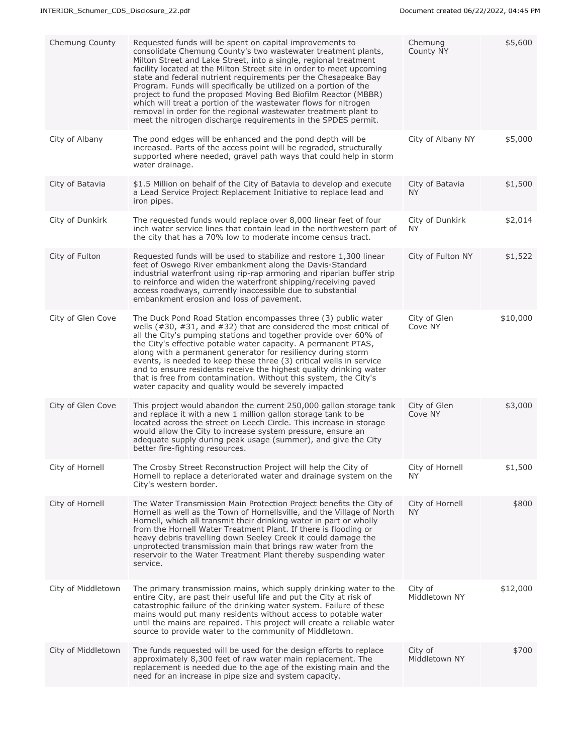| Chemung County | Requested funds will be spent on capital improvements to consolidate Chemung County's two wastewater treatment plants, Milton Street and Lake Street, into a single, regional treatment facility located at the Milton Street site in order to meet upcoming state and federal nutrient requirements per the Chesapeake Bay Program. Funds will specifically be utilized on a portion of the project to fund the proposed Moving Bed Biofilm Reactor (MBBR) which will treat a portion of the wastewater flows for nitrogen removal in order for the regional wastewater treatment plant to meet the nitrogen discharge requirements in the SPDES permit. | Chemung County NY | $5,600 |
|---|---|---|---|
| City of Albany | The pond edges will be enhanced and the pond depth will be increased. Parts of the access point will be regraded, structurally supported where needed, gravel path ways that could help in storm water drainage. | City of Albany NY | $5,000 |
| City of Batavia | $1.5 Million on behalf of the City of Batavia to develop and execute a Lead Service Project Replacement Initiative to replace lead and iron pipes. | City of Batavia NY | $1,500 |
| City of Dunkirk | The requested funds would replace over 8,000 linear feet of four inch water service lines that contain lead in the northwestern part of the city that has a 70% low to moderate income census tract. | City of Dunkirk NY | $2,014 |
| City of Fulton | Requested funds will be used to stabilize and restore 1,300 linear feet of Oswego River embankment along the Davis-Standard industrial waterfront using rip-rap armoring and riparian buffer strip to reinforce and widen the waterfront shipping/receiving paved access roadways, currently inaccessible due to substantial embankment erosion and loss of pavement. | City of Fulton NY | $1,522 |
| City of Glen Cove | The Duck Pond Road Station encompasses three (3) public water wells (#30, #31, and #32) that are considered the most critical of all the City's pumping stations and together provide over 60% of the City's effective potable water capacity. A permanent PTAS, along with a permanent generator for resiliency during storm events, is needed to keep these three (3) critical wells in service and to ensure residents receive the highest quality drinking water that is free from contamination. Without this system, the City's water capacity and quality would be severely impacted | City of Glen Cove NY | $10,000 |
| City of Glen Cove | This project would abandon the current 250,000 gallon storage tank and replace it with a new 1 million gallon storage tank to be located across the street on Leech Circle. This increase in storage would allow the City to increase system pressure, ensure an adequate supply during peak usage (summer), and give the City better fire-fighting resources. | City of Glen Cove NY | $3,000 |
| City of Hornell | The Crosby Street Reconstruction Project will help the City of Hornell to replace a deteriorated water and drainage system on the City's western border. | City of Hornell NY | $1,500 |
| City of Hornell | The Water Transmission Main Protection Project benefits the City of Hornell as well as the Town of Hornellsville, and the Village of North Hornell, which all transmit their drinking water in part or wholly from the Hornell Water Treatment Plant. If there is flooding or heavy debris travelling down Seeley Creek it could damage the unprotected transmission main that brings raw water from the reservoir to the Water Treatment Plant thereby suspending water service. | City of Hornell NY | $800 |
| City of Middletown | The primary transmission mains, which supply drinking water to the entire City, are past their useful life and put the City at risk of catastrophic failure of the drinking water system. Failure of these mains would put many residents without access to potable water until the mains are repaired. This project will create a reliable water source to provide water to the community of Middletown. | City of Middletown NY | $12,000 |
| City of Middletown | The funds requested will be used for the design efforts to replace approximately 8,300 feet of raw water main replacement. The replacement is needed due to the age of the existing main and the need for an increase in pipe size and system capacity. | City of Middletown NY | $700 |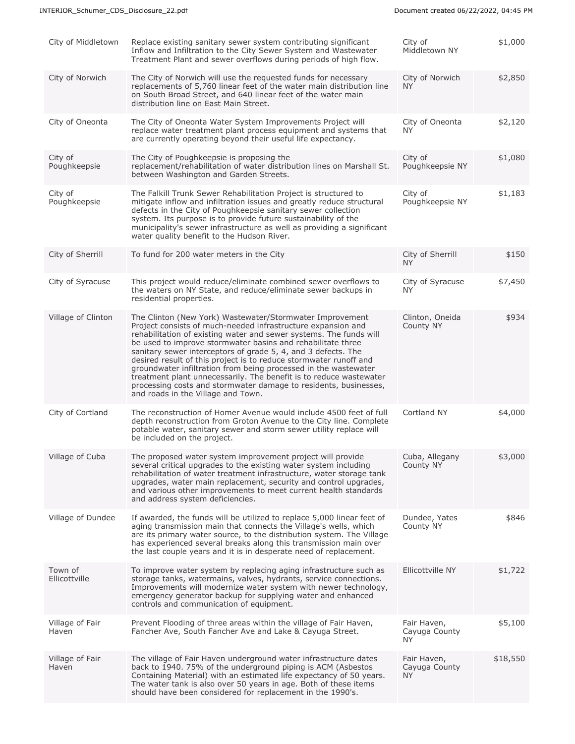| | | | |
|---|---|---|---|
| City of Middletown | Replace existing sanitary sewer system contributing significant Inflow and Infiltration to the City Sewer System and Wastewater Treatment Plant and sewer overflows during periods of high flow. | City of Middletown NY | $1,000 |
| City of Norwich | The City of Norwich will use the requested funds for necessary replacements of 5,760 linear feet of the water main distribution line on South Broad Street, and 640 linear feet of the water main distribution line on East Main Street. | City of Norwich NY | $2,850 |
| City of Oneonta | The City of Oneonta Water System Improvements Project will replace water treatment plant process equipment and systems that are currently operating beyond their useful life expectancy. | City of Oneonta NY | $2,120 |
| City of Poughkeepsie | The City of Poughkeepsie is proposing the replacement/rehabilitation of water distribution lines on Marshall St. between Washington and Garden Streets. | City of Poughkeepsie NY | $1,080 |
| City of Poughkeepsie | The Falkill Trunk Sewer Rehabilitation Project is structured to mitigate inflow and infiltration issues and greatly reduce structural defects in the City of Poughkeepsie sanitary sewer collection system. Its purpose is to provide future sustainability of the municipality's sewer infrastructure as well as providing a significant water quality benefit to the Hudson River. | City of Poughkeepsie NY | $1,183 |
| City of Sherrill | To fund for 200 water meters in the City | City of Sherrill NY | $150 |
| City of Syracuse | This project would reduce/eliminate combined sewer overflows to the waters on NY State, and reduce/eliminate sewer backups in residential properties. | City of Syracuse NY | $7,450 |
| Village of Clinton | The Clinton (New York) Wastewater/Stormwater Improvement Project consists of much-needed infrastructure expansion and rehabilitation of existing water and sewer systems. The funds will be used to improve stormwater basins and rehabilitate three sanitary sewer interceptors of grade 5, 4, and 3 defects. The desired result of this project is to reduce stormwater runoff and groundwater infiltration from being processed in the wastewater treatment plant unnecessarily. The benefit is to reduce wastewater processing costs and stormwater damage to residents, businesses, and roads in the Village and Town. | Clinton, Oneida County NY | $934 |
| City of Cortland | The reconstruction of Homer Avenue would include 4500 feet of full depth reconstruction from Groton Avenue to the City line. Complete potable water, sanitary sewer and storm sewer utility replace will be included on the project. | Cortland NY | $4,000 |
| Village of Cuba | The proposed water system improvement project will provide several critical upgrades to the existing water system including rehabilitation of water treatment infrastructure, water storage tank upgrades, water main replacement, security and control upgrades, and various other improvements to meet current health standards and address system deficiencies. | Cuba, Allegany County NY | $3,000 |
| Village of Dundee | If awarded, the funds will be utilized to replace 5,000 linear feet of aging transmission main that connects the Village's wells, which are its primary water source, to the distribution system. The Village has experienced several breaks along this transmission main over the last couple years and it is in desperate need of replacement. | Dundee, Yates County NY | $846 |
| Town of Ellicottville | To improve water system by replacing aging infrastructure such as storage tanks, watermains, valves, hydrants, service connections. Improvements will modernize water system with newer technology, emergency generator backup for supplying water and enhanced controls and communication of equipment. | Ellicottville NY | $1,722 |
| Village of Fair Haven | Prevent Flooding of three areas within the village of Fair Haven, Fancher Ave, South Fancher Ave and Lake & Cayuga Street. | Fair Haven, Cayuga County NY | $5,100 |
| Village of Fair Haven | The village of Fair Haven underground water infrastructure dates back to 1940. 75% of the underground piping is ACM (Asbestos Containing Material) with an estimated life expectancy of 50 years. The water tank is also over 50 years in age. Both of these items should have been considered for replacement in the 1990's. | Fair Haven, Cayuga County NY | $18,550 |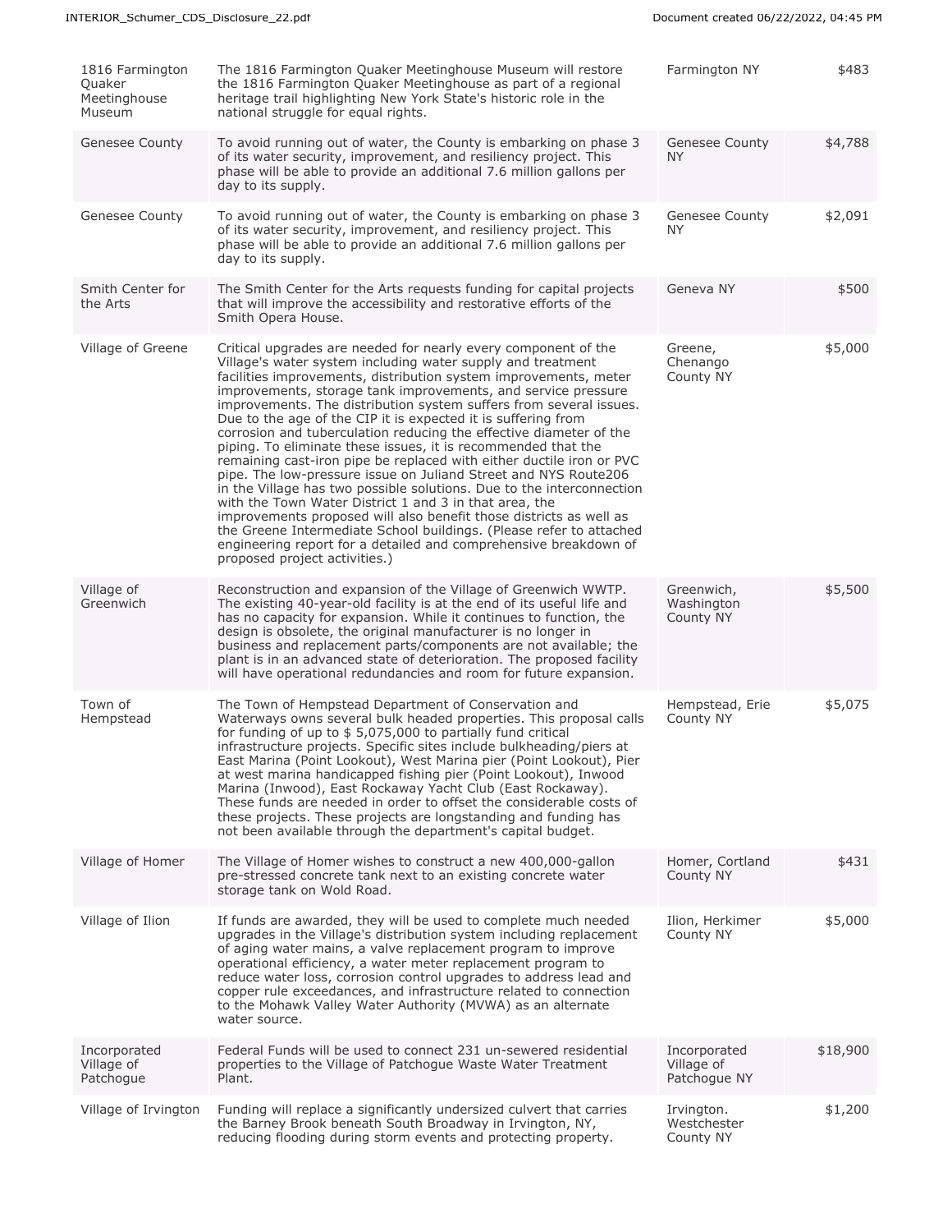| | | | |
|---|---|---|---|
| 1816 Farmington Quaker Meetinghouse Museum | The 1816 Farmington Quaker Meetinghouse Museum will restore the 1816 Farmington Quaker Meetinghouse as part of a regional heritage trail highlighting New York State's historic role in the national struggle for equal rights. | Farmington NY | $483 |
| Genesee County | To avoid running out of water, the County is embarking on phase 3 of its water security, improvement, and resiliency project. This phase will be able to provide an additional 7.6 million gallons per day to its supply. | Genesee County NY | $4,788 |
| Genesee County | To avoid running out of water, the County is embarking on phase 3 of its water security, improvement, and resiliency project. This phase will be able to provide an additional 7.6 million gallons per day to its supply. | Genesee County NY | $2,091 |
| Smith Center for the Arts | The Smith Center for the Arts requests funding for capital projects that will improve the accessibility and restorative efforts of the Smith Opera House. | Geneva NY | $500 |
| Village of Greene | Critical upgrades are needed for nearly every component of the Village's water system including water supply and treatment facilities improvements, distribution system improvements, meter improvements, storage tank improvements, and service pressure improvements. The distribution system suffers from several issues. Due to the age of the CIP it is expected it is suffering from corrosion and tuberculation reducing the effective diameter of the piping. To eliminate these issues, it is recommended that the remaining cast-iron pipe be replaced with either ductile iron or PVC pipe. The low-pressure issue on Juliand Street and NYS Route206 in the Village has two possible solutions. Due to the interconnection with the Town Water District 1 and 3 in that area, the improvements proposed will also benefit those districts as well as the Greene Intermediate School buildings. (Please refer to attached engineering report for a detailed and comprehensive breakdown of proposed project activities.) | Greene, Chenango County NY | $5,000 |
| Village of Greenwich | Reconstruction and expansion of the Village of Greenwich WWTP. The existing 40-year-old facility is at the end of its useful life and has no capacity for expansion. While it continues to function, the design is obsolete, the original manufacturer is no longer in business and replacement parts/components are not available; the plant is in an advanced state of deterioration. The proposed facility will have operational redundancies and room for future expansion. | Greenwich, Washington County NY | $5,500 |
| Town of Hempstead | The Town of Hempstead Department of Conservation and Waterways owns several bulk headed properties. This proposal calls for funding of up to $ 5,075,000 to partially fund critical infrastructure projects. Specific sites include bulkheading/piers at East Marina (Point Lookout), West Marina pier (Point Lookout), Pier at west marina handicapped fishing pier (Point Lookout), Inwood Marina (Inwood), East Rockaway Yacht Club (East Rockaway). These funds are needed in order to offset the considerable costs of these projects. These projects are longstanding and funding has not been available through the department's capital budget. | Hempstead, Erie County NY | $5,075 |
| Village of Homer | The Village of Homer wishes to construct a new 400,000-gallon pre-stressed concrete tank next to an existing concrete water storage tank on Wold Road. | Homer, Cortland County NY | $431 |
| Village of Ilion | If funds are awarded, they will be used to complete much needed upgrades in the Village's distribution system including replacement of aging water mains, a valve replacement program to improve operational efficiency, a water meter replacement program to reduce water loss, corrosion control upgrades to address lead and copper rule exceedances, and infrastructure related to connection to the Mohawk Valley Water Authority (MVWA) as an alternate water source. | Ilion, Herkimer County NY | $5,000 |
| Incorporated Village of Patchogue | Federal Funds will be used to connect 231 un-sewered residential properties to the Village of Patchogue Waste Water Treatment Plant. | Incorporated Village of Patchogue NY | $18,900 |
| Village of Irvington | Funding will replace a significantly undersized culvert that carries the Barney Brook beneath South Broadway in Irvington, NY, reducing flooding during storm events and protecting property. | Irvington. Westchester County NY | $1,200 |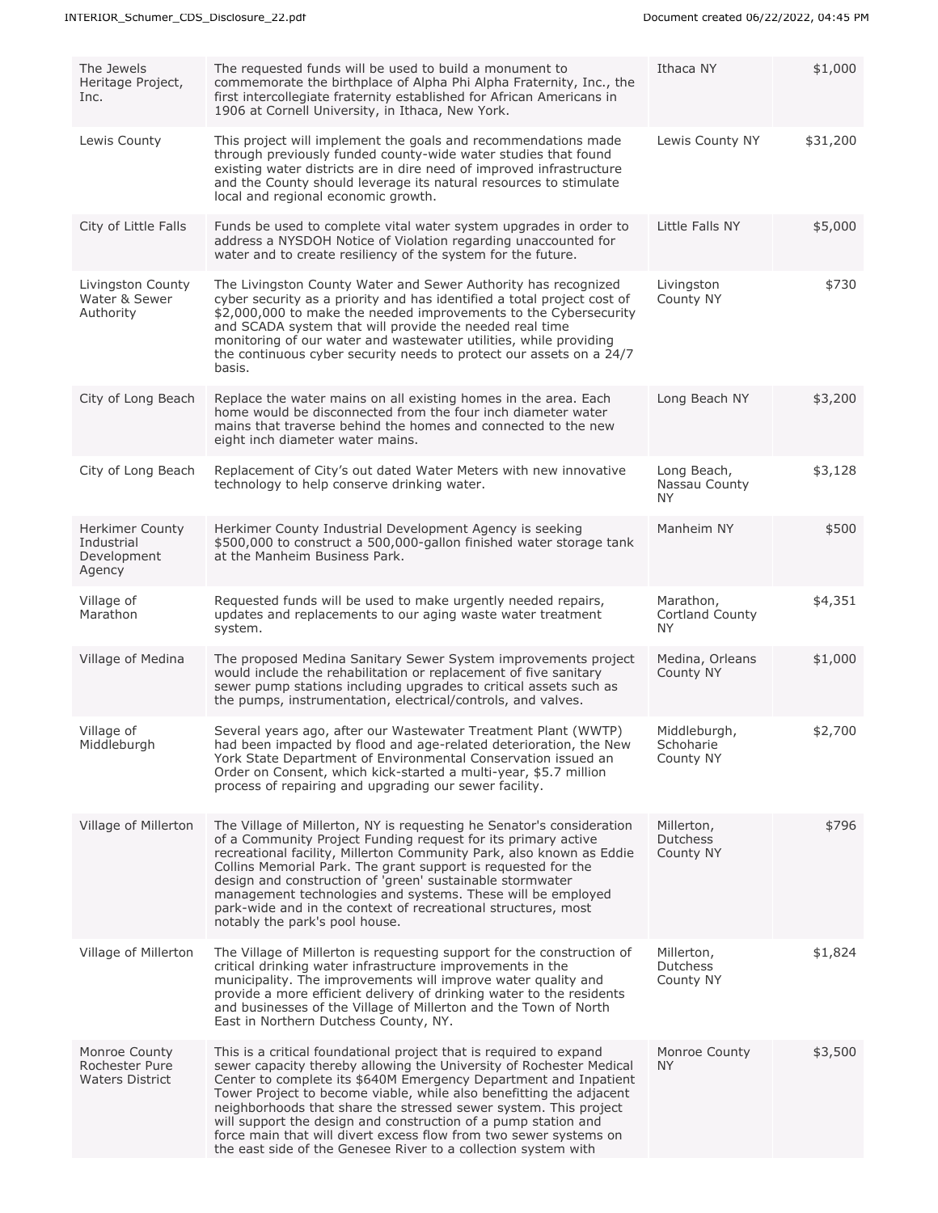| | | | |
|---|---|---|---|
| The Jewels Heritage Project, Inc. | The requested funds will be used to build a monument to commemorate the birthplace of Alpha Phi Alpha Fraternity, Inc., the first intercollegiate fraternity established for African Americans in 1906 at Cornell University, in Ithaca, New York. | Ithaca NY | $1,000 |
| Lewis County | This project will implement the goals and recommendations made through previously funded county-wide water studies that found existing water districts are in dire need of improved infrastructure and the County should leverage its natural resources to stimulate local and regional economic growth. | Lewis County NY | $31,200 |
| City of Little Falls | Funds be used to complete vital water system upgrades in order to address a NYSDOH Notice of Violation regarding unaccounted for water and to create resiliency of the system for the future. | Little Falls NY | $5,000 |
| Livingston County Water & Sewer Authority | The Livingston County Water and Sewer Authority has recognized cyber security as a priority and has identified a total project cost of $2,000,000 to make the needed improvements to the Cybersecurity and SCADA system that will provide the needed real time monitoring of our water and wastewater utilities, while providing the continuous cyber security needs to protect our assets on a 24/7 basis. | Livingston County NY | $730 |
| City of Long Beach | Replace the water mains on all existing homes in the area. Each home would be disconnected from the four inch diameter water mains that traverse behind the homes and connected to the new eight inch diameter water mains. | Long Beach NY | $3,200 |
| City of Long Beach | Replacement of City's out dated Water Meters with new innovative technology to help conserve drinking water. | Long Beach, Nassau County NY | $3,128 |
| Herkimer County Industrial Development Agency | Herkimer County Industrial Development Agency is seeking $500,000 to construct a 500,000-gallon finished water storage tank at the Manheim Business Park. | Manheim NY | $500 |
| Village of Marathon | Requested funds will be used to make urgently needed repairs, updates and replacements to our aging waste water treatment system. | Marathon, Cortland County NY | $4,351 |
| Village of Medina | The proposed Medina Sanitary Sewer System improvements project would include the rehabilitation or replacement of five sanitary sewer pump stations including upgrades to critical assets such as the pumps, instrumentation, electrical/controls, and valves. | Medina, Orleans County NY | $1,000 |
| Village of Middleburgh | Several years ago, after our Wastewater Treatment Plant (WWTP) had been impacted by flood and age-related deterioration, the New York State Department of Environmental Conservation issued an Order on Consent, which kick-started a multi-year, $5.7 million process of repairing and upgrading our sewer facility. | Middleburgh, Schoharie County NY | $2,700 |
| Village of Millerton | The Village of Millerton, NY is requesting he Senator's consideration of a Community Project Funding request for its primary active recreational facility, Millerton Community Park, also known as Eddie Collins Memorial Park. The grant support is requested for the design and construction of 'green' sustainable stormwater management technologies and systems. These will be employed park-wide and in the context of recreational structures, most notably the park's pool house. | Millerton, Dutchess County NY | $796 |
| Village of Millerton | The Village of Millerton is requesting support for the construction of critical drinking water infrastructure improvements in the municipality. The improvements will improve water quality and provide a more efficient delivery of drinking water to the residents and businesses of the Village of Millerton and the Town of North East in Northern Dutchess County, NY. | Millerton, Dutchess County NY | $1,824 |
| Monroe County Rochester Pure Waters District | This is a critical foundational project that is required to expand sewer capacity thereby allowing the University of Rochester Medical Center to complete its $640M Emergency Department and Inpatient Tower Project to become viable, while also benefitting the adjacent neighborhoods that share the stressed sewer system. This project will support the design and construction of a pump station and force main that will divert excess flow from two sewer systems on the east side of the Genesee River to a collection system with | Monroe County NY | $3,500 |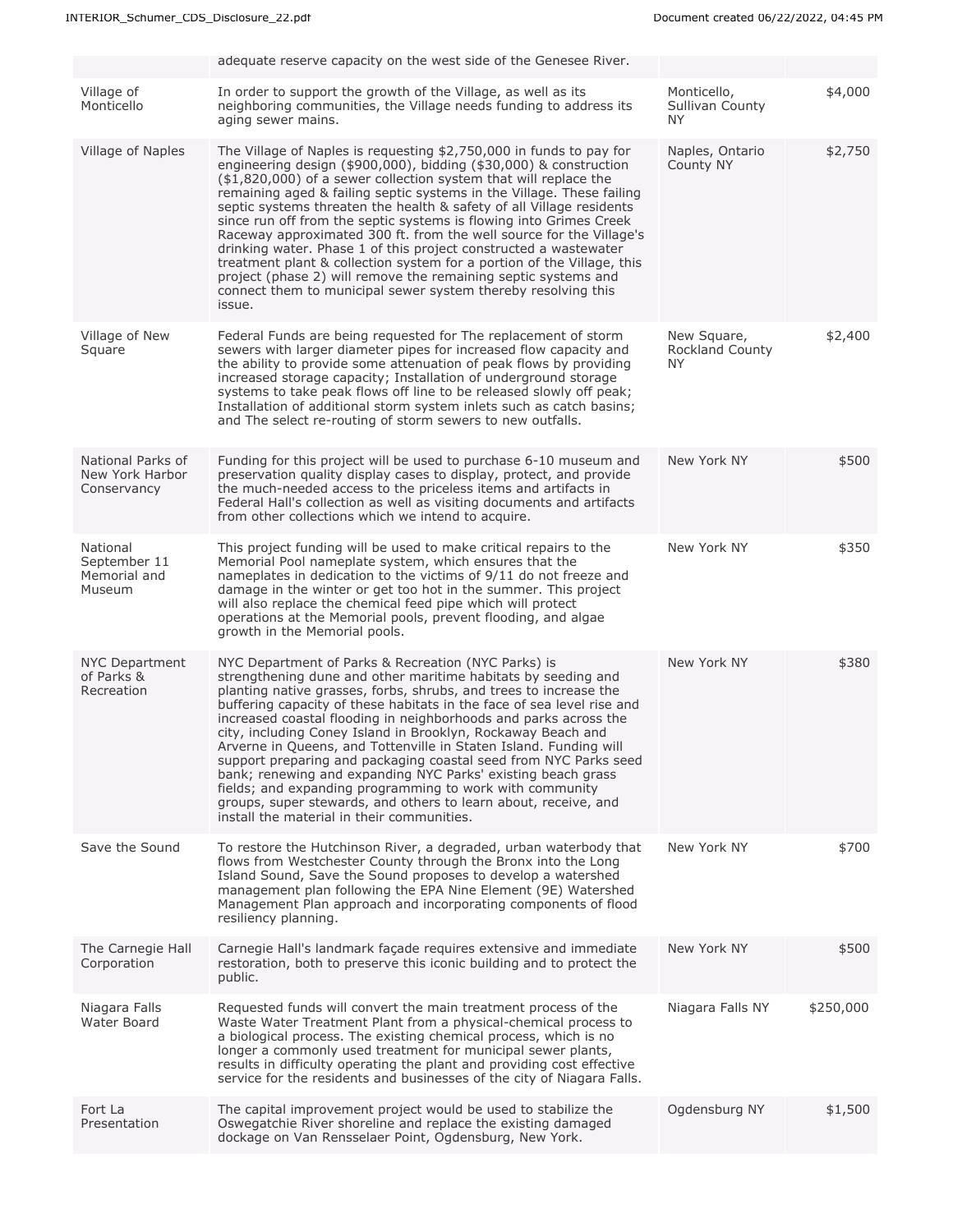| | | | |
|---|---|---|---|
| | adequate reserve capacity on the west side of the Genesee River. | | |
| Village of Monticello | In order to support the growth of the Village, as well as its neighboring communities, the Village needs funding to address its aging sewer mains. | Monticello, Sullivan County NY | $4,000 |
| Village of Naples | The Village of Naples is requesting $2,750,000 in funds to pay for engineering design ($900,000), bidding ($30,000) & construction ($1,820,000) of a sewer collection system that will replace the remaining aged & failing septic systems in the Village. These failing septic systems threaten the health & safety of all Village residents since run off from the septic systems is flowing into Grimes Creek Raceway approximated 300 ft. from the well source for the Village's drinking water. Phase 1 of this project constructed a wastewater treatment plant & collection system for a portion of the Village, this project (phase 2) will remove the remaining septic systems and connect them to municipal sewer system thereby resolving this issue. | Naples, Ontario County NY | $2,750 |
| Village of New Square | Federal Funds are being requested for The replacement of storm sewers with larger diameter pipes for increased flow capacity and the ability to provide some attenuation of peak flows by providing increased storage capacity; Installation of underground storage systems to take peak flows off line to be released slowly off peak; Installation of additional storm system inlets such as catch basins; and The select re-routing of storm sewers to new outfalls. | New Square, Rockland County NY | $2,400 |
| National Parks of New York Harbor Conservancy | Funding for this project will be used to purchase 6-10 museum and preservation quality display cases to display, protect, and provide the much-needed access to the priceless items and artifacts in Federal Hall's collection as well as visiting documents and artifacts from other collections which we intend to acquire. | New York NY | $500 |
| National September 11 Memorial and Museum | This project funding will be used to make critical repairs to the Memorial Pool nameplate system, which ensures that the nameplates in dedication to the victims of 9/11 do not freeze and damage in the winter or get too hot in the summer. This project will also replace the chemical feed pipe which will protect operations at the Memorial pools, prevent flooding, and algae growth in the Memorial pools. | New York NY | $350 |
| NYC Department of Parks & Recreation | NYC Department of Parks & Recreation (NYC Parks) is strengthening dune and other maritime habitats by seeding and planting native grasses, forbs, shrubs, and trees to increase the buffering capacity of these habitats in the face of sea level rise and increased coastal flooding in neighborhoods and parks across the city, including Coney Island in Brooklyn, Rockaway Beach and Arverne in Queens, and Tottenville in Staten Island. Funding will support preparing and packaging coastal seed from NYC Parks seed bank; renewing and expanding NYC Parks' existing beach grass fields; and expanding programming to work with community groups, super stewards, and others to learn about, receive, and install the material in their communities. | New York NY | $380 |
| Save the Sound | To restore the Hutchinson River, a degraded, urban waterbody that flows from Westchester County through the Bronx into the Long Island Sound, Save the Sound proposes to develop a watershed management plan following the EPA Nine Element (9E) Watershed Management Plan approach and incorporating components of flood resiliency planning. | New York NY | $700 |
| The Carnegie Hall Corporation | Carnegie Hall's landmark façade requires extensive and immediate restoration, both to preserve this iconic building and to protect the public. | New York NY | $500 |
| Niagara Falls Water Board | Requested funds will convert the main treatment process of the Waste Water Treatment Plant from a physical-chemical process to a biological process. The existing chemical process, which is no longer a commonly used treatment for municipal sewer plants, results in difficulty operating the plant and providing cost effective service for the residents and businesses of the city of Niagara Falls. | Niagara Falls NY | $250,000 |
| Fort La Presentation | The capital improvement project would be used to stabilize the Oswegatchie River shoreline and replace the existing damaged dockage on Van Rensselaer Point, Ogdensburg, New York. | Ogdensburg NY | $1,500 |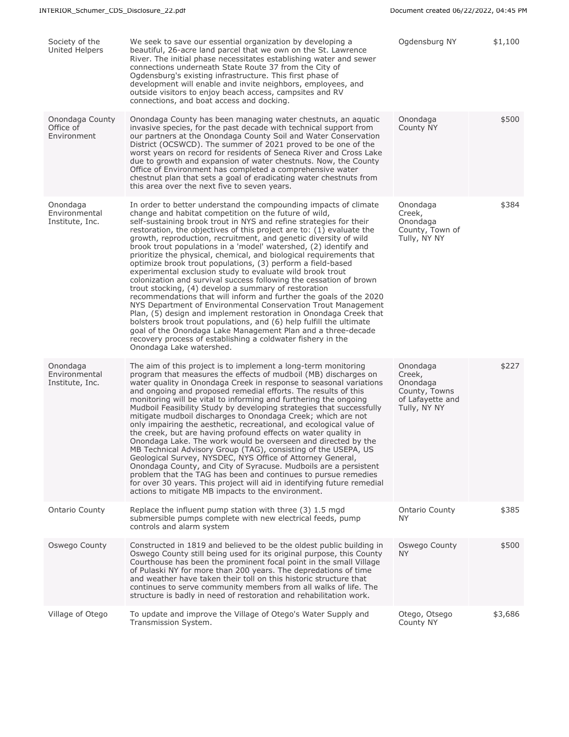| | | | |
|---|---|---|---|
| Society of the United Helpers | We seek to save our essential organization by developing a beautiful, 26-acre land parcel that we own on the St. Lawrence River. The initial phase necessitates establishing water and sewer connections underneath State Route 37 from the City of Ogdensburg's existing infrastructure. This first phase of development will enable and invite neighbors, employees, and outside visitors to enjoy beach access, campsites and RV connections, and boat access and docking. | Ogdensburg NY | $1,100 |
| Onondaga County Office of Environment | Onondaga County has been managing water chestnuts, an aquatic invasive species, for the past decade with technical support from our partners at the Onondaga County Soil and Water Conservation District (OCSWCD). The summer of 2021 proved to be one of the worst years on record for residents of Seneca River and Cross Lake due to growth and expansion of water chestnuts. Now, the County Office of Environment has completed a comprehensive water chestnut plan that sets a goal of eradicating water chestnuts from this area over the next five to seven years. | Onondaga County NY | $500 |
| Onondaga Environmental Institute, Inc. | In order to better understand the compounding impacts of climate change and habitat competition on the future of wild, self-sustaining brook trout in NYS and refine strategies for their restoration, the objectives of this project are to: (1) evaluate the growth, reproduction, recruitment, and genetic diversity of wild brook trout populations in a 'model' watershed, (2) identify and prioritize the physical, chemical, and biological requirements that optimize brook trout populations, (3) perform a field-based experimental exclusion study to evaluate wild brook trout colonization and survival success following the cessation of brown trout stocking, (4) develop a summary of restoration recommendations that will inform and further the goals of the 2020 NYS Department of Environmental Conservation Trout Management Plan, (5) design and implement restoration in Onondaga Creek that bolsters brook trout populations, and (6) help fulfill the ultimate goal of the Onondaga Lake Management Plan and a three-decade recovery process of establishing a coldwater fishery in the Onondaga Lake watershed. | Onondaga Creek, Onondaga County, Town of Tully, NY NY | $384 |
| Onondaga Environmental Institute, Inc. | The aim of this project is to implement a long-term monitoring program that measures the effects of mudboil (MB) discharges on water quality in Onondaga Creek in response to seasonal variations and ongoing and proposed remedial efforts. The results of this monitoring will be vital to informing and furthering the ongoing Mudboil Feasibility Study by developing strategies that successfully mitigate mudboil discharges to Onondaga Creek; which are not only impairing the aesthetic, recreational, and ecological value of the creek, but are having profound effects on water quality in Onondaga Lake. The work would be overseen and directed by the MB Technical Advisory Group (TAG), consisting of the USEPA, US Geological Survey, NYSDEC, NYS Office of Attorney General, Onondaga County, and City of Syracuse. Mudboils are a persistent problem that the TAG has been and continues to pursue remedies for over 30 years. This project will aid in identifying future remedial actions to mitigate MB impacts to the environment. | Onondaga Creek, Onondaga County, Towns of Lafayette and Tully, NY NY | $227 |
| Ontario County | Replace the influent pump station with three (3) 1.5 mgd submersible pumps complete with new electrical feeds, pump controls and alarm system | Ontario County NY | $385 |
| Oswego County | Constructed in 1819 and believed to be the oldest public building in Oswego County still being used for its original purpose, this County Courthouse has been the prominent focal point in the small Village of Pulaski NY for more than 200 years. The depredations of time and weather have taken their toll on this historic structure that continues to serve community members from all walks of life. The structure is badly in need of restoration and rehabilitation work. | Oswego County NY | $500 |
| Village of Otego | To update and improve the Village of Otego's Water Supply and Transmission System. | Otego, Otsego County NY | $3,686 |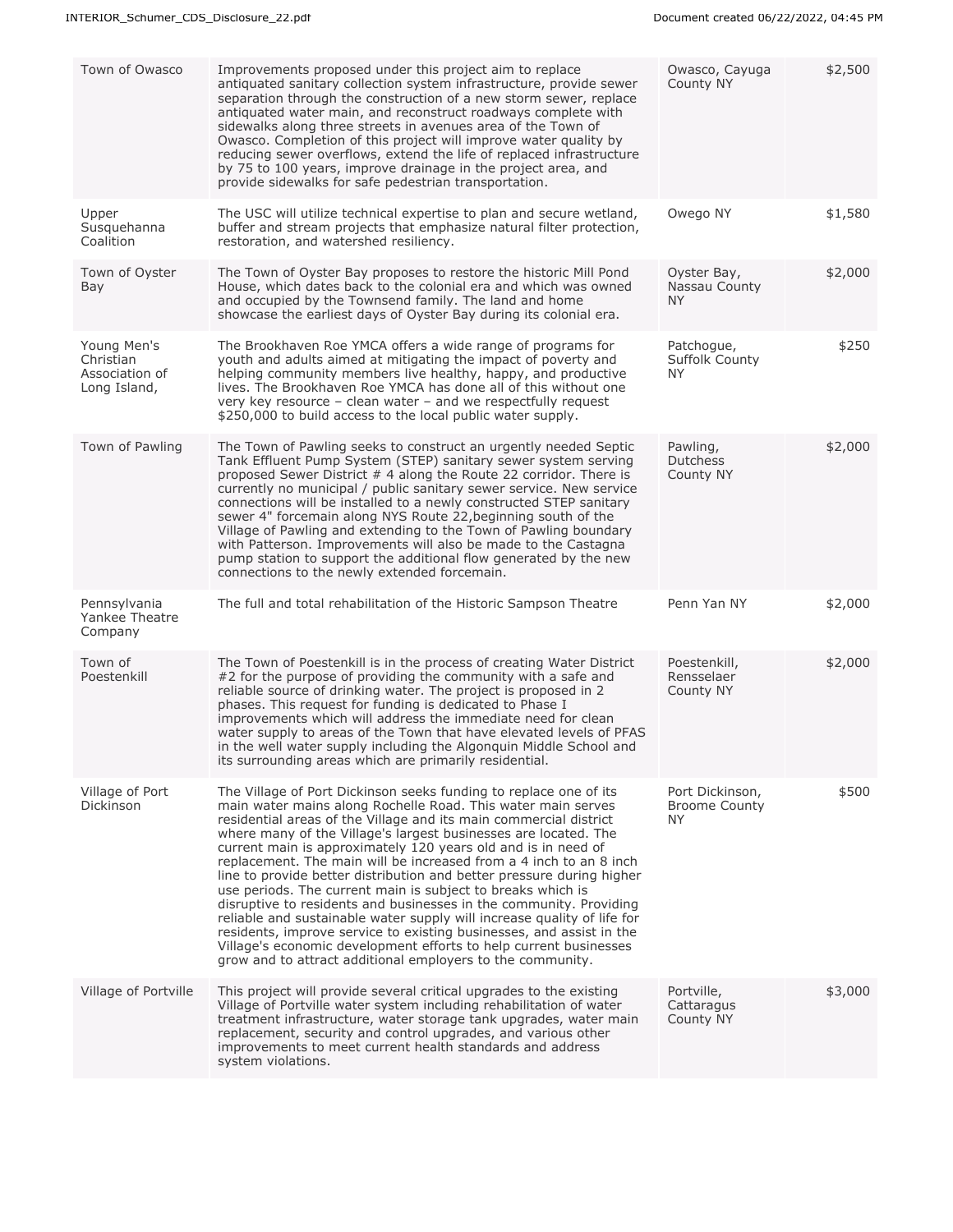| Town of Owasco | Improvements proposed under this project aim to replace antiquated sanitary collection system infrastructure, provide sewer separation through the construction of a new storm sewer, replace antiquated water main, and reconstruct roadways complete with sidewalks along three streets in avenues area of the Town of Owasco. Completion of this project will improve water quality by reducing sewer overflows, extend the life of replaced infrastructure by 75 to 100 years, improve drainage in the project area, and provide sidewalks for safe pedestrian transportation. | Owasco, Cayuga County NY | $2,500 |
|---|---|---|---|
| Upper Susquehanna Coalition | The USC will utilize technical expertise to plan and secure wetland, buffer and stream projects that emphasize natural filter protection, restoration, and watershed resiliency. | Owego NY | $1,580 |
| Town of Oyster Bay | The Town of Oyster Bay proposes to restore the historic Mill Pond House, which dates back to the colonial era and which was owned and occupied by the Townsend family. The land and home showcase the earliest days of Oyster Bay during its colonial era. | Oyster Bay, Nassau County NY | $2,000 |
| Young Men's Christian Association of Long Island, | The Brookhaven Roe YMCA offers a wide range of programs for youth and adults aimed at mitigating the impact of poverty and helping community members live healthy, happy, and productive lives. The Brookhaven Roe YMCA has done all of this without one very key resource – clean water – and we respectfully request $250,000 to build access to the local public water supply. | Patchogue, Suffolk County NY | $250 |
| Town of Pawling | The Town of Pawling seeks to construct an urgently needed Septic Tank Effluent Pump System (STEP) sanitary sewer system serving proposed Sewer District # 4 along the Route 22 corridor. There is currently no municipal / public sanitary sewer service. New service connections will be installed to a newly constructed STEP sanitary sewer 4" forcemain along NYS Route 22,beginning south of the Village of Pawling and extending to the Town of Pawling boundary with Patterson. Improvements will also be made to the Castagna pump station to support the additional flow generated by the new connections to the newly extended forcemain. | Pawling, Dutchess County NY | $2,000 |
| Pennsylvania Yankee Theatre Company | The full and total rehabilitation of the Historic Sampson Theatre | Penn Yan NY | $2,000 |
| Town of Poestenkill | The Town of Poestenkill is in the process of creating Water District #2 for the purpose of providing the community with a safe and reliable source of drinking water. The project is proposed in 2 phases. This request for funding is dedicated to Phase I improvements which will address the immediate need for clean water supply to areas of the Town that have elevated levels of PFAS in the well water supply including the Algonquin Middle School and its surrounding areas which are primarily residential. | Poestenkill, Rensselaer County NY | $2,000 |
| Village of Port Dickinson | The Village of Port Dickinson seeks funding to replace one of its main water mains along Rochelle Road. This water main serves residential areas of the Village and its main commercial district where many of the Village's largest businesses are located. The current main is approximately 120 years old and is in need of replacement. The main will be increased from a 4 inch to an 8 inch line to provide better distribution and better pressure during higher use periods. The current main is subject to breaks which is disruptive to residents and businesses in the community. Providing reliable and sustainable water supply will increase quality of life for residents, improve service to existing businesses, and assist in the Village's economic development efforts to help current businesses grow and to attract additional employers to the community. | Port Dickinson, Broome County NY | $500 |
| Village of Portville | This project will provide several critical upgrades to the existing Village of Portville water system including rehabilitation of water treatment infrastructure, water storage tank upgrades, water main replacement, security and control upgrades, and various other improvements to meet current health standards and address system violations. | Portville, Cattaragus County NY | $3,000 |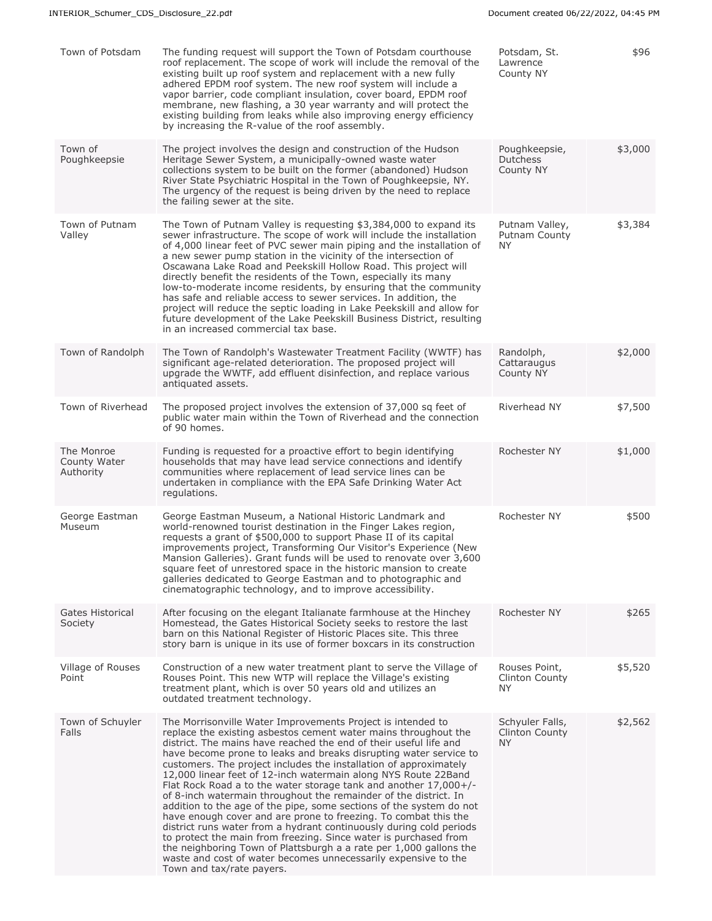| Town of Potsdam | The funding request will support the Town of Potsdam courthouse roof replacement. The scope of work will include the removal of the existing built up roof system and replacement with a new fully adhered EPDM roof system. The new roof system will include a vapor barrier, code compliant insulation, cover board, EPDM roof membrane, new flashing, a 30 year warranty and will protect the existing building from leaks while also improving energy efficiency by increasing the R-value of the roof assembly. | Potsdam, St. Lawrence County NY | $96 |
|---|---|---|---|
| Town of Poughkeepsie | The project involves the design and construction of the Hudson Heritage Sewer System, a municipally-owned waste water collections system to be built on the former (abandoned) Hudson River State Psychiatric Hospital in the Town of Poughkeepsie, NY. The urgency of the request is being driven by the need to replace the failing sewer at the site. | Poughkeepsie, Dutchess County NY | $3,000 |
| Town of Putnam Valley | The Town of Putnam Valley is requesting $3,384,000 to expand its sewer infrastructure. The scope of work will include the installation of 4,000 linear feet of PVC sewer main piping and the installation of a new sewer pump station in the vicinity of the intersection of Oscawana Lake Road and Peekskill Hollow Road. This project will directly benefit the residents of the Town, especially its many low-to-moderate income residents, by ensuring that the community has safe and reliable access to sewer services. In addition, the project will reduce the septic loading in Lake Peekskill and allow for future development of the Lake Peekskill Business District, resulting in an increased commercial tax base. | Putnam Valley, Putnam County NY | $3,384 |
| Town of Randolph | The Town of Randolph's Wastewater Treatment Facility (WWTF) has significant age-related deterioration. The proposed project will upgrade the WWTF, add effluent disinfection, and replace various antiquated assets. | Randolph, Cattaraugus County NY | $2,000 |
| Town of Riverhead | The proposed project involves the extension of 37,000 sq feet of public water main within the Town of Riverhead and the connection of 90 homes. | Riverhead NY | $7,500 |
| The Monroe County Water Authority | Funding is requested for a proactive effort to begin identifying households that may have lead service connections and identify communities where replacement of lead service lines can be undertaken in compliance with the EPA Safe Drinking Water Act regulations. | Rochester NY | $1,000 |
| George Eastman Museum | George Eastman Museum, a National Historic Landmark and world-renowned tourist destination in the Finger Lakes region, requests a grant of $500,000 to support Phase II of its capital improvements project, Transforming Our Visitor's Experience (New Mansion Galleries). Grant funds will be used to renovate over 3,600 square feet of unrestored space in the historic mansion to create galleries dedicated to George Eastman and to photographic and cinematographic technology, and to improve accessibility. | Rochester NY | $500 |
| Gates Historical Society | After focusing on the elegant Italianate farmhouse at the Hinchey Homestead, the Gates Historical Society seeks to restore the last barn on this National Register of Historic Places site. This three story barn is unique in its use of former boxcars in its construction | Rochester NY | $265 |
| Village of Rouses Point | Construction of a new water treatment plant to serve the Village of Rouses Point. This new WTP will replace the Village's existing treatment plant, which is over 50 years old and utilizes an outdated treatment technology. | Rouses Point, Clinton County NY | $5,520 |
| Town of Schuyler Falls | The Morrisonville Water Improvements Project is intended to replace the existing asbestos cement water mains throughout the district. The mains have reached the end of their useful life and have become prone to leaks and breaks disrupting water service to customers. The project includes the installation of approximately 12,000 linear feet of 12-inch watermain along NYS Route 22Band Flat Rock Road a to the water storage tank and another 17,000+/- of 8-inch watermain throughout the remainder of the district. In addition to the age of the pipe, some sections of the system do not have enough cover and are prone to freezing. To combat this the district runs water from a hydrant continuously during cold periods to protect the main from freezing. Since water is purchased from the neighboring Town of Plattsburgh a a rate per 1,000 gallons the waste and cost of water becomes unnecessarily expensive to the Town and tax/rate payers. | Schuyler Falls, Clinton County NY | $2,562 |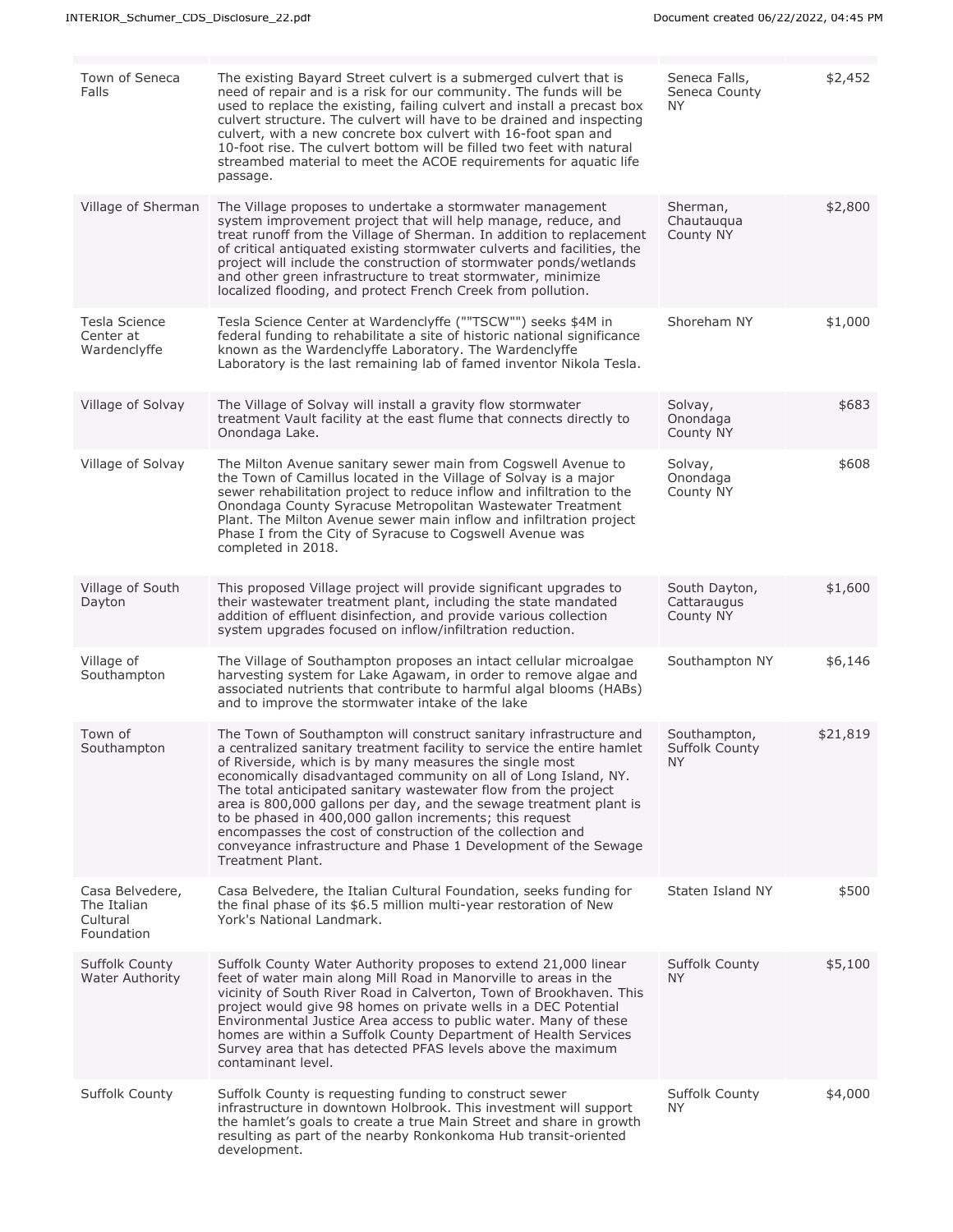| | | | |
|---|---|---|---|
| Town of Seneca Falls | The existing Bayard Street culvert is a submerged culvert that is need of repair and is a risk for our community. The funds will be used to replace the existing, failing culvert and install a precast box culvert structure. The culvert will have to be drained and inspecting culvert, with a new concrete box culvert with 16-foot span and 10-foot rise. The culvert bottom will be filled two feet with natural streambed material to meet the ACOE requirements for aquatic life passage. | Seneca Falls, Seneca County NY | $2,452 |
| Village of Sherman | The Village proposes to undertake a stormwater management system improvement project that will help manage, reduce, and treat runoff from the Village of Sherman. In addition to replacement of critical antiquated existing stormwater culverts and facilities, the project will include the construction of stormwater ponds/wetlands and other green infrastructure to treat stormwater, minimize localized flooding, and protect French Creek from pollution. | Sherman, Chautauqua County NY | $2,800 |
| Tesla Science Center at Wardenclyffe | Tesla Science Center at Wardenclyffe (""TSCW"") seeks $4M in federal funding to rehabilitate a site of historic national significance known as the Wardenclyffe Laboratory. The Wardenclyffe Laboratory is the last remaining lab of famed inventor Nikola Tesla. | Shoreham NY | $1,000 |
| Village of Solvay | The Village of Solvay will install a gravity flow stormwater treatment Vault facility at the east flume that connects directly to Onondaga Lake. | Solvay, Onondaga County NY | $683 |
| Village of Solvay | The Milton Avenue sanitary sewer main from Cogswell Avenue to the Town of Camillus located in the Village of Solvay is a major sewer rehabilitation project to reduce inflow and infiltration to the Onondaga County Syracuse Metropolitan Wastewater Treatment Plant. The Milton Avenue sewer main inflow and infiltration project Phase I from the City of Syracuse to Cogswell Avenue was completed in 2018. | Solvay, Onondaga County NY | $608 |
| Village of South Dayton | This proposed Village project will provide significant upgrades to their wastewater treatment plant, including the state mandated addition of effluent disinfection, and provide various collection system upgrades focused on inflow/infiltration reduction. | South Dayton, Cattaraugus County NY | $1,600 |
| Village of Southampton | The Village of Southampton proposes an intact cellular microalgae harvesting system for Lake Agawam, in order to remove algae and associated nutrients that contribute to harmful algal blooms (HABs) and to improve the stormwater intake of the lake | Southampton NY | $6,146 |
| Town of Southampton | The Town of Southampton will construct sanitary infrastructure and a centralized sanitary treatment facility to service the entire hamlet of Riverside, which is by many measures the single most economically disadvantaged community on all of Long Island, NY. The total anticipated sanitary wastewater flow from the project area is 800,000 gallons per day, and the sewage treatment plant is to be phased in 400,000 gallon increments; this request encompasses the cost of construction of the collection and conveyance infrastructure and Phase 1 Development of the Sewage Treatment Plant. | Southampton, Suffolk County NY | $21,819 |
| Casa Belvedere, The Italian Cultural Foundation | Casa Belvedere, the Italian Cultural Foundation, seeks funding for the final phase of its $6.5 million multi-year restoration of New York's National Landmark. | Staten Island NY | $500 |
| Suffolk County Water Authority | Suffolk County Water Authority proposes to extend 21,000 linear feet of water main along Mill Road in Manorville to areas in the vicinity of South River Road in Calverton, Town of Brookhaven. This project would give 98 homes on private wells in a DEC Potential Environmental Justice Area access to public water. Many of these homes are within a Suffolk County Department of Health Services Survey area that has detected PFAS levels above the maximum contaminant level. | Suffolk County NY | $5,100 |
| Suffolk County | Suffolk County is requesting funding to construct sewer infrastructure in downtown Holbrook. This investment will support the hamlet's goals to create a true Main Street and share in growth resulting as part of the nearby Ronkonkoma Hub transit-oriented development. | Suffolk County NY | $4,000 |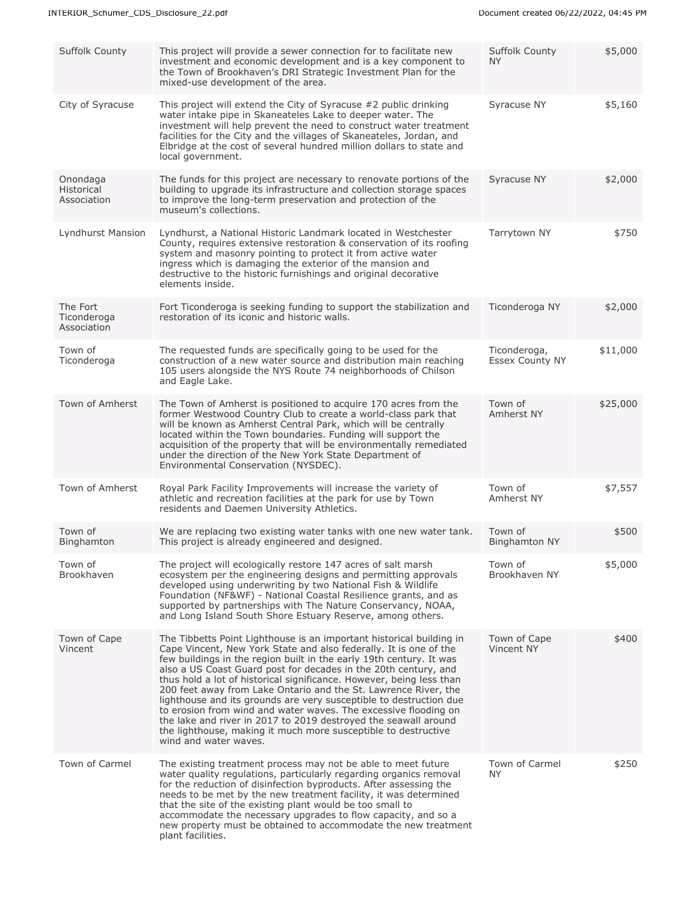| | | | |
|---|---|---|---|
| Suffolk County | This project will provide a sewer connection for to facilitate new investment and economic development and is a key component to the Town of Brookhaven's DRI Strategic Investment Plan for the mixed-use development of the area. | Suffolk County NY | $5,000 |
| City of Syracuse | This project will extend the City of Syracuse #2 public drinking water intake pipe in Skaneateles Lake to deeper water. The investment will help prevent the need to construct water treatment facilities for the City and the villages of Skaneateles, Jordan, and Elbridge at the cost of several hundred million dollars to state and local government. | Syracuse NY | $5,160 |
| Onondaga Historical Association | The funds for this project are necessary to renovate portions of the building to upgrade its infrastructure and collection storage spaces to improve the long-term preservation and protection of the museum's collections. | Syracuse NY | $2,000 |
| Lyndhurst Mansion | Lyndhurst, a National Historic Landmark located in Westchester County, requires extensive restoration & conservation of its roofing system and masonry pointing to protect it from active water ingress which is damaging the exterior of the mansion and destructive to the historic furnishings and original decorative elements inside. | Tarrytown NY | $750 |
| The Fort Ticonderoga Association | Fort Ticonderoga is seeking funding to support the stabilization and restoration of its iconic and historic walls. | Ticonderoga NY | $2,000 |
| Town of Ticonderoga | The requested funds are specifically going to be used for the construction of a new water source and distribution main reaching 105 users alongside the NYS Route 74 neighborhoods of Chilson and Eagle Lake. | Ticonderoga, Essex County NY | $11,000 |
| Town of Amherst | The Town of Amherst is positioned to acquire 170 acres from the former Westwood Country Club to create a world-class park that will be known as Amherst Central Park, which will be centrally located within the Town boundaries. Funding will support the acquisition of the property that will be environmentally remediated under the direction of the New York State Department of Environmental Conservation (NYSDEC). | Town of Amherst NY | $25,000 |
| Town of Amherst | Royal Park Facility Improvements will increase the variety of athletic and recreation facilities at the park for use by Town residents and Daemen University Athletics. | Town of Amherst NY | $7,557 |
| Town of Binghamton | We are replacing two existing water tanks with one new water tank. This project is already engineered and designed. | Town of Binghamton NY | $500 |
| Town of Brookhaven | The project will ecologically restore 147 acres of salt marsh ecosystem per the engineering designs and permitting approvals developed using underwriting by two National Fish & Wildlife Foundation (NF&WF) - National Coastal Resilience grants, and as supported by partnerships with The Nature Conservancy, NOAA, and Long Island South Shore Estuary Reserve, among others. | Town of Brookhaven NY | $5,000 |
| Town of Cape Vincent | The Tibbetts Point Lighthouse is an important historical building in Cape Vincent, New York State and also federally. It is one of the few buildings in the region built in the early 19th century. It was also a US Coast Guard post for decades in the 20th century, and thus hold a lot of historical significance. However, being less than 200 feet away from Lake Ontario and the St. Lawrence River, the lighthouse and its grounds are very susceptible to destruction due to erosion from wind and water waves. The excessive flooding on the lake and river in 2017 to 2019 destroyed the seawall around the lighthouse, making it much more susceptible to destructive wind and water waves. | Town of Cape Vincent NY | $400 |
| Town of Carmel | The existing treatment process may not be able to meet future water quality regulations, particularly regarding organics removal for the reduction of disinfection byproducts. After assessing the needs to be met by the new treatment facility, it was determined that the site of the existing plant would be too small to accommodate the necessary upgrades to flow capacity, and so a new property must be obtained to accommodate the new treatment plant facilities. | Town of Carmel NY | $250 |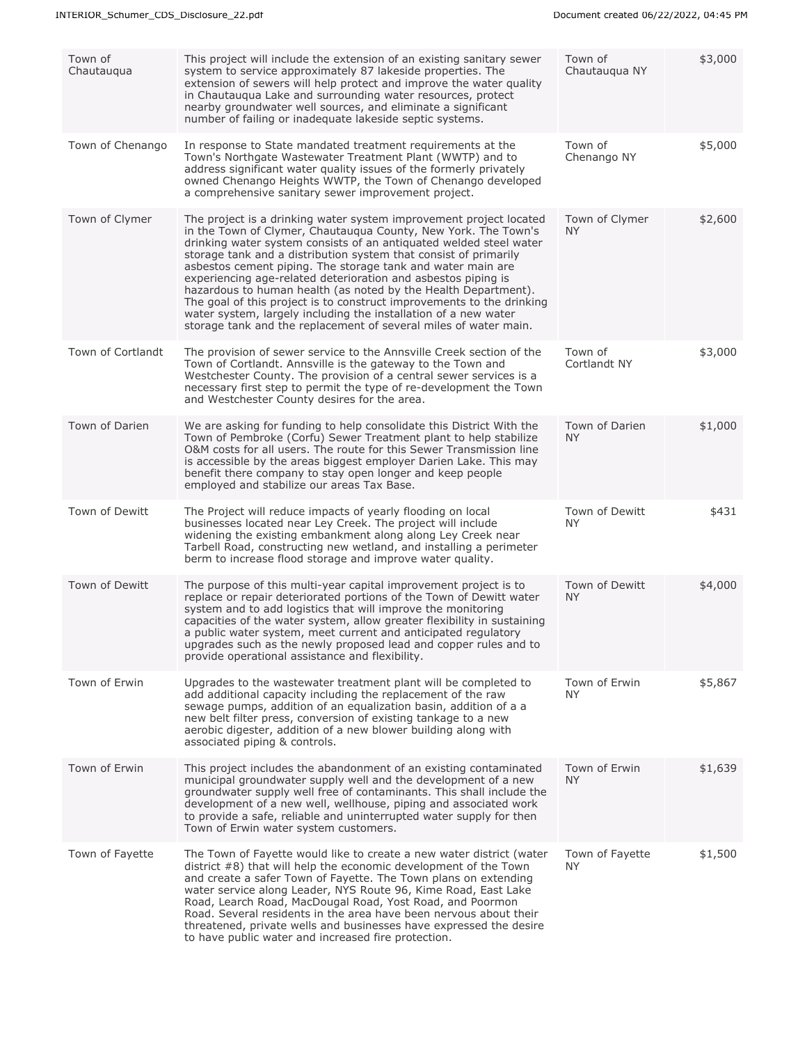| | | | |
|---|---|---|---|
| Town of Chautauqua | This project will include the extension of an existing sanitary sewer system to service approximately 87 lakeside properties. The extension of sewers will help protect and improve the water quality in Chautauqua Lake and surrounding water resources, protect nearby groundwater well sources, and eliminate a significant number of failing or inadequate lakeside septic systems. | Town of Chautauqua NY | $3,000 |
| Town of Chenango | In response to State mandated treatment requirements at the Town's Northgate Wastewater Treatment Plant (WWTP) and to address significant water quality issues of the formerly privately owned Chenango Heights WWTP, the Town of Chenango developed a comprehensive sanitary sewer improvement project. | Town of Chenango NY | $5,000 |
| Town of Clymer | The project is a drinking water system improvement project located in the Town of Clymer, Chautauqua County, New York. The Town's drinking water system consists of an antiquated welded steel water storage tank and a distribution system that consist of primarily asbestos cement piping. The storage tank and water main are experiencing age-related deterioration and asbestos piping is hazardous to human health (as noted by the Health Department). The goal of this project is to construct improvements to the drinking water system, largely including the installation of a new water storage tank and the replacement of several miles of water main. | Town of Clymer NY | $2,600 |
| Town of Cortlandt | The provision of sewer service to the Annsville Creek section of the Town of Cortlandt. Annsville is the gateway to the Town and Westchester County. The provision of a central sewer services is a necessary first step to permit the type of re-development the Town and Westchester County desires for the area. | Town of Cortlandt NY | $3,000 |
| Town of Darien | We are asking for funding to help consolidate this District With the Town of Pembroke (Corfu) Sewer Treatment plant to help stabilize O&M costs for all users. The route for this Sewer Transmission line is accessible by the areas biggest employer Darien Lake. This may benefit there company to stay open longer and keep people employed and stabilize our areas Tax Base. | Town of Darien NY | $1,000 |
| Town of Dewitt | The Project will reduce impacts of yearly flooding on local businesses located near Ley Creek. The project will include widening the existing embankment along along Ley Creek near Tarbell Road, constructing new wetland, and installing a perimeter berm to increase flood storage and improve water quality. | Town of Dewitt NY | $431 |
| Town of Dewitt | The purpose of this multi-year capital improvement project is to replace or repair deteriorated portions of the Town of Dewitt water system and to add logistics that will improve the monitoring capacities of the water system, allow greater flexibility in sustaining a public water system, meet current and anticipated regulatory upgrades such as the newly proposed lead and copper rules and to provide operational assistance and flexibility. | Town of Dewitt NY | $4,000 |
| Town of Erwin | Upgrades to the wastewater treatment plant will be completed to add additional capacity including the replacement of the raw sewage pumps, addition of an equalization basin, addition of a a new belt filter press, conversion of existing tankage to a new aerobic digester, addition of a new blower building along with associated piping & controls. | Town of Erwin NY | $5,867 |
| Town of Erwin | This project includes the abandonment of an existing contaminated municipal groundwater supply well and the development of a new groundwater supply well free of contaminants. This shall include the development of a new well, wellhouse, piping and associated work to provide a safe, reliable and uninterrupted water supply for then Town of Erwin water system customers. | Town of Erwin NY | $1,639 |
| Town of Fayette | The Town of Fayette would like to create a new water district (water district #8) that will help the economic development of the Town and create a safer Town of Fayette. The Town plans on extending water service along Leader, NYS Route 96, Kime Road, East Lake Road, Learch Road, MacDougal Road, Yost Road, and Poormon Road. Several residents in the area have been nervous about their threatened, private wells and businesses have expressed the desire to have public water and increased fire protection. | Town of Fayette NY | $1,500 |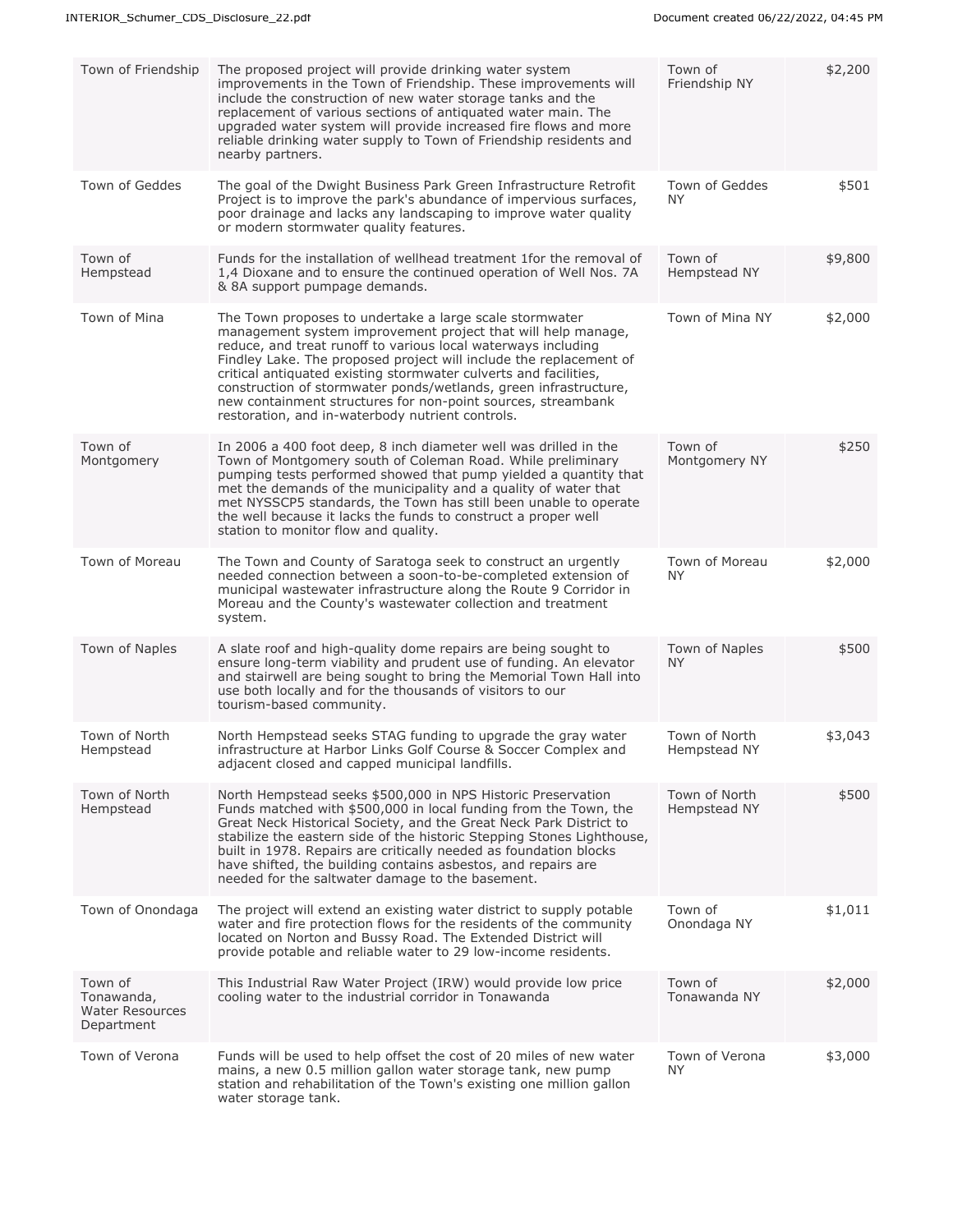| Town of Friendship | The proposed project will provide drinking water system improvements in the Town of Friendship. These improvements will include the construction of new water storage tanks and the replacement of various sections of antiquated water main. The upgraded water system will provide increased fire flows and more reliable drinking water supply to Town of Friendship residents and nearby partners. | Town of Friendship NY | $2,200 |
|---|---|---|---|
| Town of Geddes | The goal of the Dwight Business Park Green Infrastructure Retrofit Project is to improve the park's abundance of impervious surfaces, poor drainage and lacks any landscaping to improve water quality or modern stormwater quality features. | Town of Geddes NY | $501 |
| Town of Hempstead | Funds for the installation of wellhead treatment 1for the removal of 1,4 Dioxane and to ensure the continued operation of Well Nos. 7A & 8A support pumpage demands. | Town of Hempstead NY | $9,800 |
| Town of Mina | The Town proposes to undertake a large scale stormwater management system improvement project that will help manage, reduce, and treat runoff to various local waterways including Findley Lake. The proposed project will include the replacement of critical antiquated existing stormwater culverts and facilities, construction of stormwater ponds/wetlands, green infrastructure, new containment structures for non-point sources, streambank restoration, and in-waterbody nutrient controls. | Town of Mina NY | $2,000 |
| Town of Montgomery | In 2006 a 400 foot deep, 8 inch diameter well was drilled in the Town of Montgomery south of Coleman Road. While preliminary pumping tests performed showed that pump yielded a quantity that met the demands of the municipality and a quality of water that met NYSSCP5 standards, the Town has still been unable to operate the well because it lacks the funds to construct a proper well station to monitor flow and quality. | Town of Montgomery NY | $250 |
| Town of Moreau | The Town and County of Saratoga seek to construct an urgently needed connection between a soon-to-be-completed extension of municipal wastewater infrastructure along the Route 9 Corridor in Moreau and the County's wastewater collection and treatment system. | Town of Moreau NY | $2,000 |
| Town of Naples | A slate roof and high-quality dome repairs are being sought to ensure long-term viability and prudent use of funding. An elevator and stairwell are being sought to bring the Memorial Town Hall into use both locally and for the thousands of visitors to our tourism-based community. | Town of Naples NY | $500 |
| Town of North Hempstead | North Hempstead seeks STAG funding to upgrade the gray water infrastructure at Harbor Links Golf Course & Soccer Complex and adjacent closed and capped municipal landfills. | Town of North Hempstead NY | $3,043 |
| Town of North Hempstead | North Hempstead seeks $500,000 in NPS Historic Preservation Funds matched with $500,000 in local funding from the Town, the Great Neck Historical Society, and the Great Neck Park District to stabilize the eastern side of the historic Stepping Stones Lighthouse, built in 1978. Repairs are critically needed as foundation blocks have shifted, the building contains asbestos, and repairs are needed for the saltwater damage to the basement. | Town of North Hempstead NY | $500 |
| Town of Onondaga | The project will extend an existing water district to supply potable water and fire protection flows for the residents of the community located on Norton and Bussy Road. The Extended District will provide potable and reliable water to 29 low-income residents. | Town of Onondaga NY | $1,011 |
| Town of Tonawanda, Water Resources Department | This Industrial Raw Water Project (IRW) would provide low price cooling water to the industrial corridor in Tonawanda | Town of Tonawanda NY | $2,000 |
| Town of Verona | Funds will be used to help offset the cost of 20 miles of new water mains, a new 0.5 million gallon water storage tank, new pump station and rehabilitation of the Town's existing one million gallon water storage tank. | Town of Verona NY | $3,000 |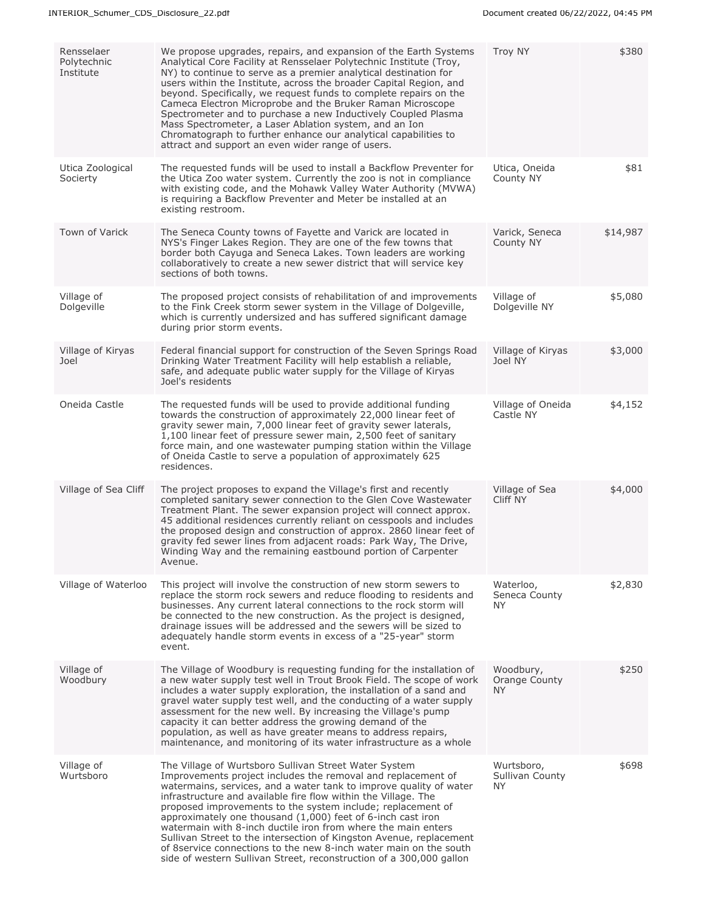| Rensselaer Polytechnic Institute | We propose upgrades, repairs, and expansion of the Earth Systems Analytical Core Facility at Rensselaer Polytechnic Institute (Troy, NY) to continue to serve as a premier analytical destination for users within the Institute, across the broader Capital Region, and beyond. Specifically, we request funds to complete repairs on the Cameca Electron Microprobe and the Bruker Raman Microscope Spectrometer and to purchase a new Inductively Coupled Plasma Mass Spectrometer, a Laser Ablation system, and an Ion Chromatograph to further enhance our analytical capabilities to attract and support an even wider range of users. | Troy NY | $380 |
|---|---|---|---|
| Utica Zoological Socierty | The requested funds will be used to install a Backflow Preventer for the Utica Zoo water system. Currently the zoo is not in compliance with existing code, and the Mohawk Valley Water Authority (MVWA) is requiring a Backflow Preventer and Meter be installed at an existing restroom. | Utica, Oneida County NY | $81 |
| Town of Varick | The Seneca County towns of Fayette and Varick are located in NYS's Finger Lakes Region. They are one of the few towns that border both Cayuga and Seneca Lakes. Town leaders are working collaboratively to create a new sewer district that will service key sections of both towns. | Varick, Seneca County NY | $14,987 |
| Village of Dolgeville | The proposed project consists of rehabilitation of and improvements to the Fink Creek storm sewer system in the Village of Dolgeville, which is currently undersized and has suffered significant damage during prior storm events. | Village of Dolgeville NY | $5,080 |
| Village of Kiryas Joel | Federal financial support for construction of the Seven Springs Road Drinking Water Treatment Facility will help establish a reliable, safe, and adequate public water supply for the Village of Kiryas Joel's residents | Village of Kiryas Joel NY | $3,000 |
| Oneida Castle | The requested funds will be used to provide additional funding towards the construction of approximately 22,000 linear feet of gravity sewer main, 7,000 linear feet of gravity sewer laterals, 1,100 linear feet of pressure sewer main, 2,500 feet of sanitary force main, and one wastewater pumping station within the Village of Oneida Castle to serve a population of approximately 625 residences. | Village of Oneida Castle NY | $4,152 |
| Village of Sea Cliff | The project proposes to expand the Village's first and recently completed sanitary sewer connection to the Glen Cove Wastewater Treatment Plant. The sewer expansion project will connect approx. 45 additional residences currently reliant on cesspools and includes the proposed design and construction of approx. 2860 linear feet of gravity fed sewer lines from adjacent roads: Park Way, The Drive, Winding Way and the remaining eastbound portion of Carpenter Avenue. | Village of Sea Cliff NY | $4,000 |
| Village of Waterloo | This project will involve the construction of new storm sewers to replace the storm rock sewers and reduce flooding to residents and businesses. Any current lateral connections to the rock storm will be connected to the new construction. As the project is designed, drainage issues will be addressed and the sewers will be sized to adequately handle storm events in excess of a "25-year" storm event. | Waterloo, Seneca County NY | $2,830 |
| Village of Woodbury | The Village of Woodbury is requesting funding for the installation of a new water supply test well in Trout Brook Field. The scope of work includes a water supply exploration, the installation of a sand and gravel water supply test well, and the conducting of a water supply assessment for the new well. By increasing the Village's pump capacity it can better address the growing demand of the population, as well as have greater means to address repairs, maintenance, and monitoring of its water infrastructure as a whole | Woodbury, Orange County NY | $250 |
| Village of Wurtsboro | The Village of Wurtsboro Sullivan Street Water System Improvements project includes the removal and replacement of watermains, services, and a water tank to improve quality of water infrastructure and available fire flow within the Village. The proposed improvements to the system include; replacement of approximately one thousand (1,000) feet of 6-inch cast iron watermain with 8-inch ductile iron from where the main enters Sullivan Street to the intersection of Kingston Avenue, replacement of 8service connections to the new 8-inch water main on the south side of western Sullivan Street, reconstruction of a 300,000 gallon | Wurtsboro, Sullivan County NY | $698 |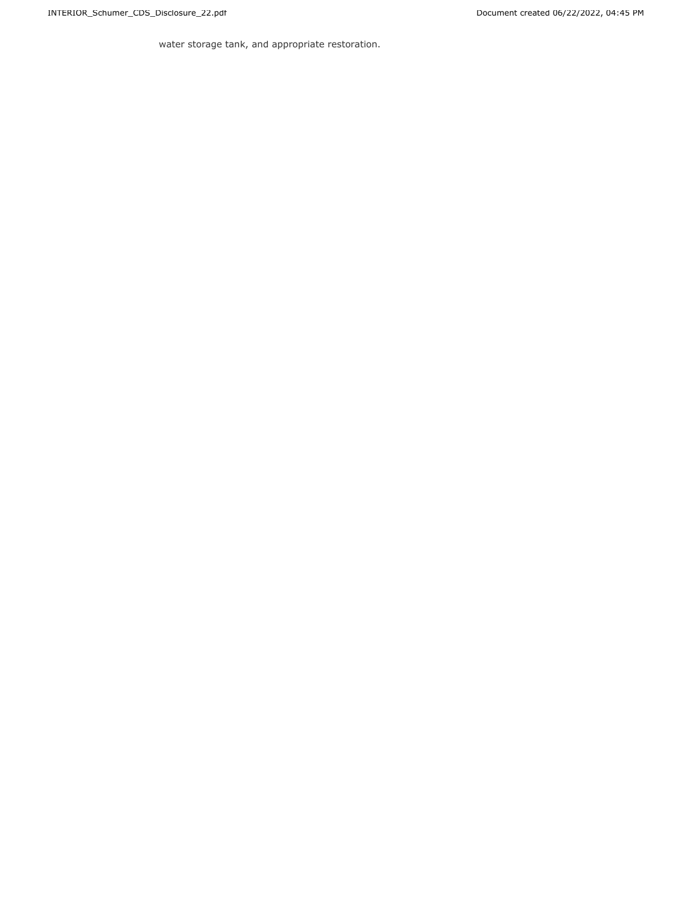water storage tank, and appropriate restoration.